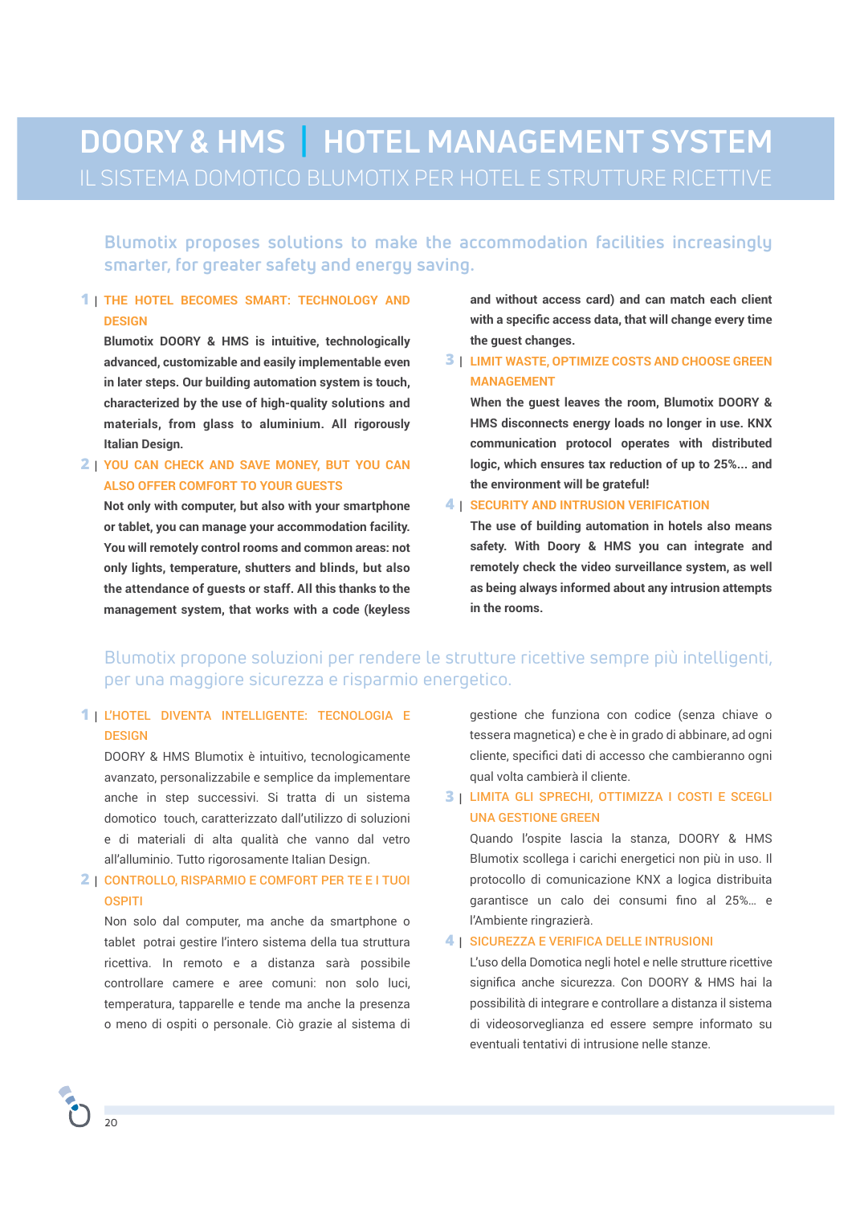# DOORY & HMS | HOTEL MANAGEMENT SYSTEM

## IL SISTEMA DOMOTICO BLUMOTIX PER HOTEL E STRUTTURE RICETTIVE

### Blumotix proposes solutions to make the accommodation facilities increasingly smarter, for greater safety and energy saving.

**1 | THE HOTEL BECOMES SMART: TECHNOLOGY AND DESIGN**

**Blumotix DOORY & HMS is intuitive, technologically advanced, customizable and easily implementable even in later steps. Our building automation system is touch, characterized by the use of high-quality solutions and materials, from glass to aluminium. All rigorously Italian Design.**

**2 | YOU CAN CHECK AND SAVE MONEY, BUT YOU CAN ALSO OFFER COMFORT TO YOUR GUESTS**

**Not only with computer, but also with your smartphone or tablet, you can manage your accommodation facility. You will remotely control rooms and common areas: not only lights, temperature, shutters and blinds, but also the attendance of guests or staff. All this thanks to the management system, that works with a code (keyless and without access card) and can match each client with a specific access data, that will change every time the guest changes.**

**3 | LIMIT WASTE, OPTIMIZE COSTS AND CHOOSE GREEN MANAGEMENT**

**When the guest leaves the room, Blumotix DOORY & HMS disconnects energy loads no longer in use. KNX communication protocol operates with distributed logic, which ensures tax reduction of up to 25%... and the environment will be grateful!**

**4 | SECURITY AND INTRUSION VERIFICATION**

**The use of building automation in hotels also means safety. With Doory & HMS you can integrate and remotely check the video surveillance system, as well as being always informed about any intrusion attempts in the rooms.**

### Blumotix propone soluzioni per rendere le strutture ricettive sempre più intelligenti, per una maggiore sicurezza e risparmio energetico.

**1 | L'HOTEL DIVENTA INTELLIGENTE: TECNOLOGIA E DESIGN**

DOORY & HMS Blumotix è intuitivo, tecnologicamente avanzato, personalizzabile e semplice da implementare anche in step successivi. Si tratta di un sistema domotico touch, caratterizzato dall'utilizzo di soluzioni e di materiali di alta qualità che vanno dal vetro all'alluminio. Tutto rigorosamente Italian Design.

**2 | CONTROLLO, RISPARMIO E COMFORT PER TE E I TUOI OSPITI**

Non solo dal computer, ma anche da smartphone o tablet potrai gestire l'intero sistema della tua struttura ricettiva. In remoto e a distanza sarà possibile controllare camere e aree comuni: non solo luci, temperatura, tapparelle e tende ma anche la presenza o meno di ospiti o personale. Ciò grazie al sistema di gestione che funziona con codice (senza chiave o tessera magnetica) e che è in grado di abbinare, ad ogni cliente, specifici dati di accesso che cambieranno ogni qual volta cambierà il cliente.

**3 | LIMITA GLI SPRECHI, OTTIMIZZA I COSTI E SCEGLI UNA GESTIONE GREEN**

Quando l'ospite lascia la stanza, DOORY & HMS Blumotix scollega i carichi energetici non più in uso. Il protocollo di comunicazione KNX a logica distribuita garantisce un calo dei consumi fino al 25%... e l'Ambiente ringrazierà.

**4 | SICUREZZA E VERIFICA DELLE INTRUSIONI**

L'uso della Domotica negli hotel e nelle strutture ricettive significa anche sicurezza. Con DOORY & HMS hai la possibilità di integrare e controllare a distanza il sistema di videosorveglianza ed essere sempre informato su eventuali tentativi di intrusione nelle stanze.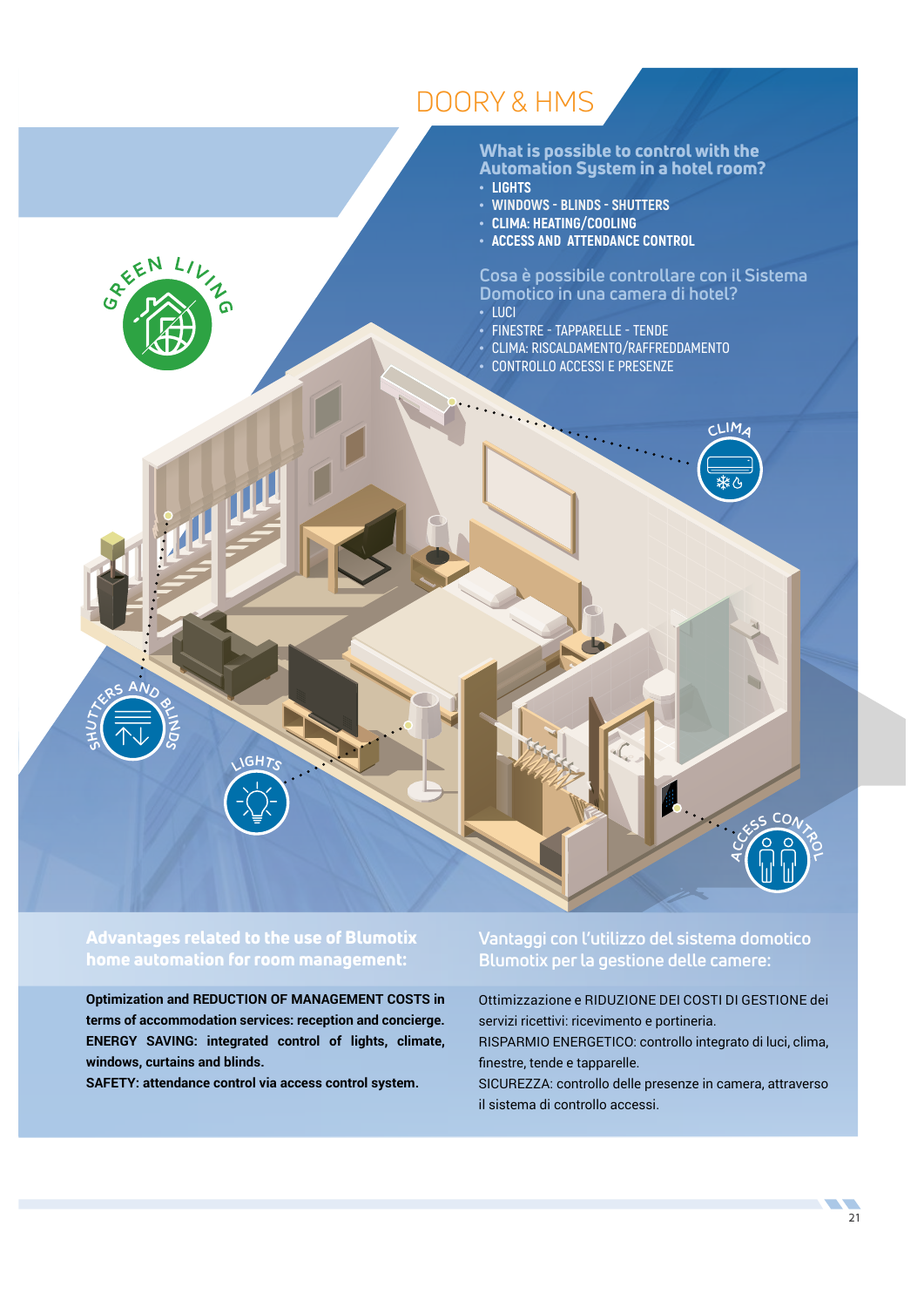# DOORY & HMS

## What is possible to control with the Automation System in a hotel room?

- LIGHTS
- WINDOWS - BLINDS - SHUTTERS
- CLIMA: HEATING/COOLING
- ACCESS AND ATTENDANCE CONTROL

## Cosa è possibile controllare con il Sistema Domotico in una camera di hotel?

- LUCI
- FINESTRE - TAPPARELLE - TENDE
- CLIMA: RISCALDAMENTO/RAFFREDDAMENTO
- CONTROLLO ACCESSI E PRESENZE

GREEN LIVING

CLIMA

SHUTTERS AND BLINDS

LIGHTS

ACCESS CONTROL

## Advantages related to the use of Blumotix home automation for room management:

**Optimization and REDUCTION OF MANAGEMENT COSTS in terms of accommodation services: reception and concierge.**
**ENERGY SAVING: integrated control of lights, climate, windows, curtains and blinds.**
**SAFETY: attendance control via access control system.**

## Vantaggi con l'utilizzo del sistema domotico Blumotix per la gestione delle camere:

Ottimizzazione e RIDUZIONE DEI COSTI DI GESTIONE dei servizi ricettivi: ricevimento e portineria.
RISPARMIO ENERGETICO: controllo integrato di luci, clima, finestre, tende e tapparelle.
SICUREZZA: controllo delle presenze in camera, attraverso il sistema di controllo accessi.